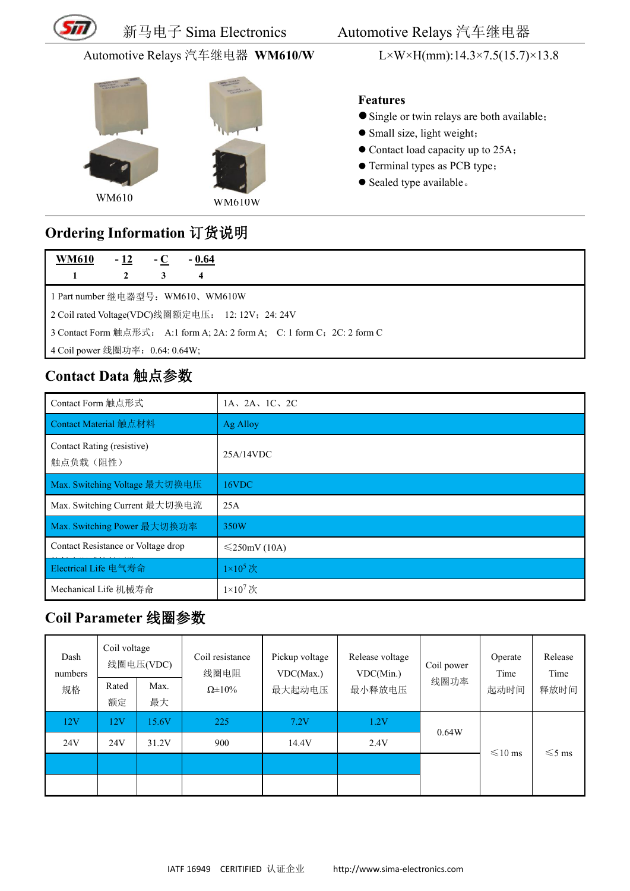Automotive Relays 汽车继电器 **WM610/W**

L×W×H(mm):14.3×7.5(15.7)×13.8

WM610

WM610W

### Features

- Single or twin relays are both available；
- Small size, light weight；
- Contact load capacity up to 25A；
- Terminal types as PCB type；
- Sealed type available。

## Ordering Information 订货说明

| **WM610** | **- 12** | **- C** | **- 0.64** |
|---|---|---|---|
| 1 | 2 | 3 | 4 |

1 Part number 继电器型号：WM610、WM610W

2 Coil rated Voltage(VDC)线圈额定电压： 12: 12V；24: 24V

3 Contact Form 触点形式： A:1 form A; 2A: 2 form A; C: 1 form C；2C: 2 form C

4 Coil power 线圈功率：0.64: 0.64W;

## Contact Data 触点参数

| Contact Form 触点形式 | 1A、2A、1C、2C |
|---|---|
| Contact Material 触点材料 | Ag Alloy |
| Contact Rating (resistive) 触点负载（阻性） | 25A/14VDC |
| Max. Switching Voltage 最大切换电压 | 16VDC |
| Max. Switching Current 最大切换电流 | 25A |
| Max. Switching Power 最大切换功率 | 350W |
| Contact Resistance or Voltage drop | ≤250mV (10A) |
| Electrical Life 电气寿命 | $1\times10^5$ 次 |
| Mechanical Life 机械寿命 | $1\times10^7$ 次 |

## Coil Parameter 线圈参数

| Dash numbers 规格 | Coil voltage 线圈电压(VDC) | | Coil resistance 线圈电阻 Ω±10% | Pickup voltage VDC(Max.) 最大起动电压 | Release voltage VDC(Min.) 最小释放电压 | Coil power 线圈功率 | Operate Time 起动时间 | Release Time 释放时间 |
|---|---|---|---|---|---|---|---|---|
| | Rated 额定 | Max. 最大 | | | | | | |
| 12V | 12V | 15.6V | 225 | 7.2V | 1.2V | 0.64W | ≤10 ms | ≤5 ms |
| 24V | 24V | 31.2V | 900 | 14.4V | 2.4V | | | |
| | | | | | | | | |
| | | | | | | | | |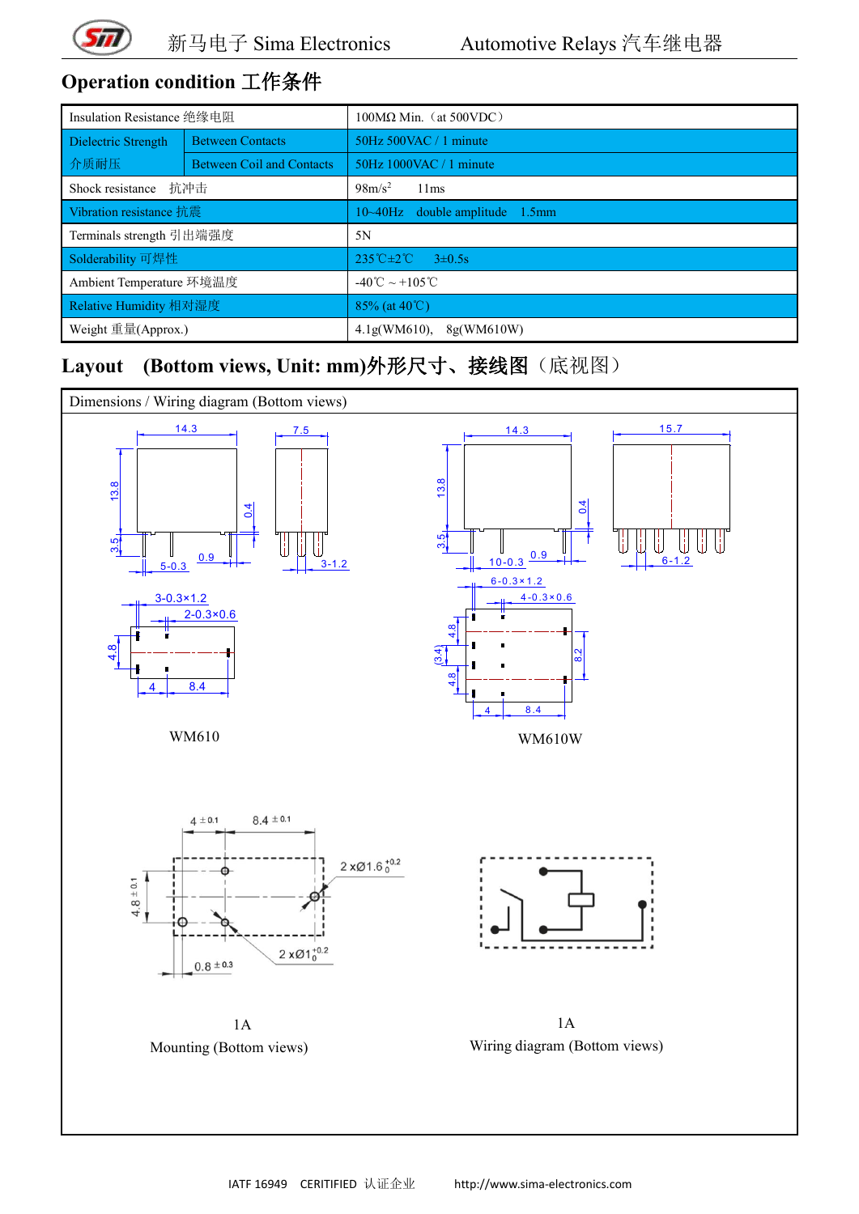## Operation condition 工作条件

| Insulation Resistance 绝缘电阻 | | 100MΩ Min.（at 500VDC） |
|---|---|---|
| Dielectric Strength 介质耐压 | Between Contacts | 50Hz 500VAC / 1 minute |
| | Between Coil and Contacts | 50Hz 1000VAC / 1 minute |
| Shock resistance 抗冲击 | | 98m/s$^2$ 11ms |
| Vibration resistance 抗震 | | 10~40Hz double amplitude 1.5mm |
| Terminals strength 引出端强度 | | 5N |
| Solderability 可焊性 | | 235℃±2℃ 3±0.5s |
| Ambient Temperature 环境温度 | | -40℃ ~ +105℃ |
| Relative Humidity 相对湿度 | | 85% (at 40℃) |
| Weight 重量(Approx.) | | 4.1g(WM610), 8g(WM610W) |

## Layout (Bottom views, Unit: mm)外形尺寸、接线图（底视图）

Dimensions / Wiring diagram (Bottom views)

WM610

WM610W

1A

Mounting (Bottom views)

1A

Wiring diagram (Bottom views)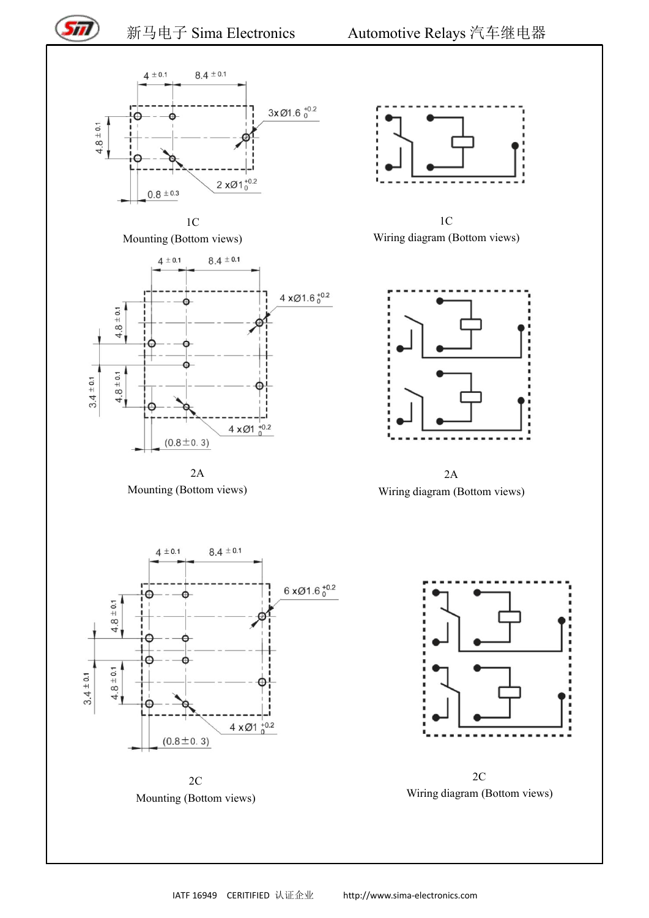4 ± 0.1

8.4 ± 0.1

3x Ø1.6 $^{+0.2}_{0}$

4.8 ± 0.1

2 xØ1 $^{+0.2}_{0}$

0.8 ± 0.3

1C
Mounting (Bottom views)

1C
Wiring diagram (Bottom views)

4 ± 0.1

8.4 ± 0.1

4 xØ1.6 $^{+0.2}_{0}$

4.8 ± 0.1

3.4 ± 0.1

4.8 ± 0.1

4 xØ1 $^{+0.2}_{0}$

(0.8±0. 3)

2A
Mounting (Bottom views)

2A
Wiring diagram (Bottom views)

4 ± 0.1

8.4 ± 0.1

6 xØ1.6 $^{+0.2}_{0}$

4.8 ± 0.1

3.4 ± 0.1

4.8 ± 0.1

4 xØ1 $^{+0.2}_{0}$

(0.8±0. 3)

2C
Mounting (Bottom views)

2C
Wiring diagram (Bottom views)